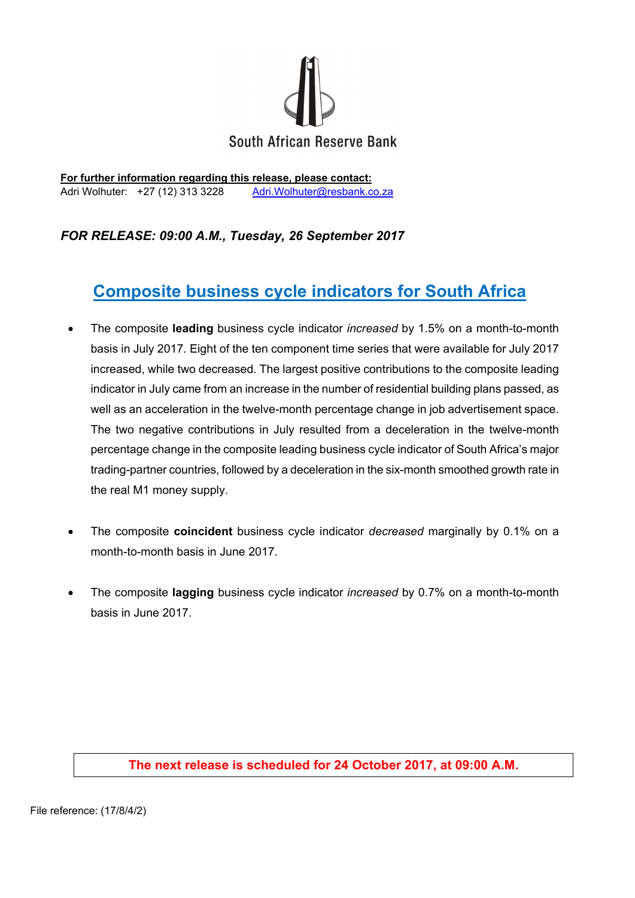South African Reserve Bank

**For further information regarding this release, please contact:**
Adri Wolhuter: +27 (12) 313 3228 Adri.Wolhuter@resbank.co.za

***FOR RELEASE: 09:00 A.M., Tuesday, 26 September 2017***

# Composite business cycle indicators for South Africa

- The composite **leading** business cycle indicator *increased* by 1.5% on a month-to-month basis in July 2017. Eight of the ten component time series that were available for July 2017 increased, while two decreased. The largest positive contributions to the composite leading indicator in July came from an increase in the number of residential building plans passed, as well as an acceleration in the twelve-month percentage change in job advertisement space. The two negative contributions in July resulted from a deceleration in the twelve-month percentage change in the composite leading business cycle indicator of South Africa's major trading-partner countries, followed by a deceleration in the six-month smoothed growth rate in the real M1 money supply.

- The composite **coincident** business cycle indicator *decreased* marginally by 0.1% on a month-to-month basis in June 2017.

- The composite **lagging** business cycle indicator *increased* by 0.7% on a month-to-month basis in June 2017.

**The next release is scheduled for 24 October 2017, at 09:00 A.M.**

File reference: (17/8/4/2)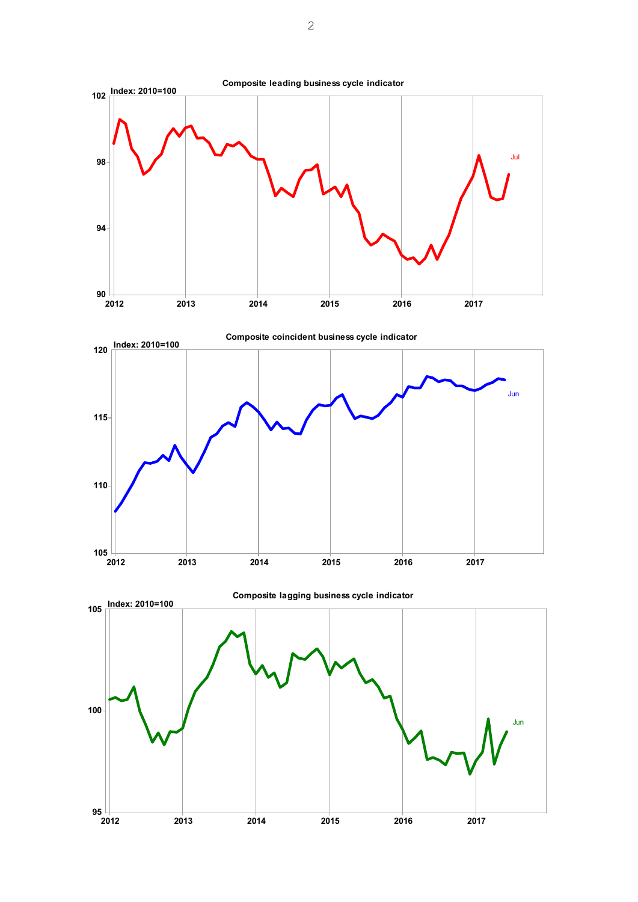**Composite leading business cycle indicator**

Index: 2010=100

102

98

94

90

2012 2013 2014 2015 2016 2017

Jul

**Composite coincident business cycle indicator**

Index: 2010=100

120

115

110

105

2012 2013 2014 2015 2016 2017

Jun

**Composite lagging business cycle indicator**

Index: 2010=100

105

100

95

2012 2013 2014 2015 2016 2017

Jun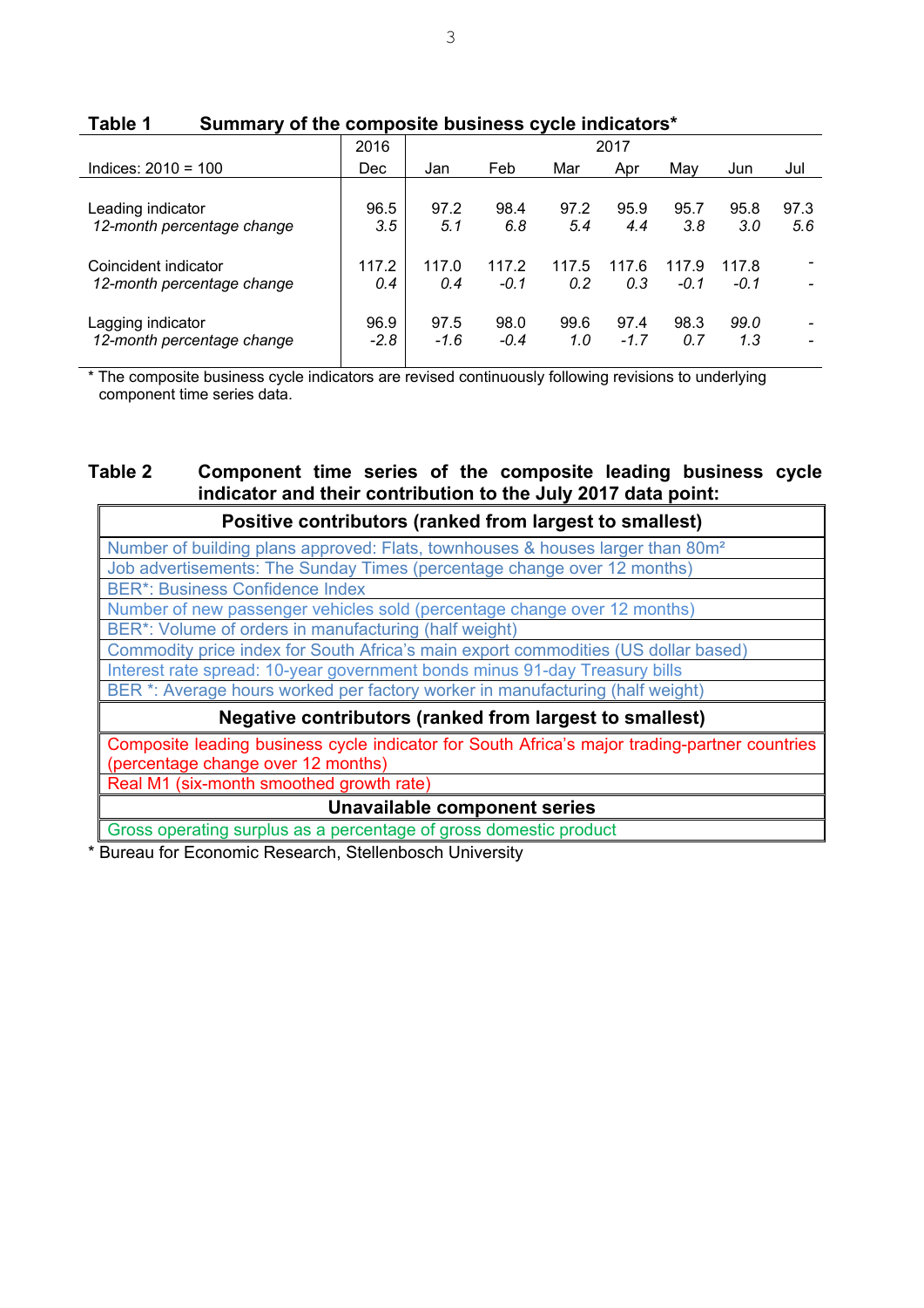**Table 1 Summary of the composite business cycle indicators***

| Indices: 2010 = 100 | 2016 Dec | 2017 Jan | Feb | Mar | Apr | May | Jun | Jul |
|---|---|---|---|---|---|---|---|---|
| Leading indicator | 96.5 | 97.2 | 98.4 | 97.2 | 95.9 | 95.7 | 95.8 | 97.3 |
| *12-month percentage change* | *3.5* | *5.1* | *6.8* | *5.4* | *4.4* | *3.8* | *3.0* | *5.6* |
| Coincident indicator | 117.2 | 117.0 | 117.2 | 117.5 | 117.6 | 117.9 | 117.8 | - |
| *12-month percentage change* | *0.4* | *0.4* | *-0.1* | *0.2* | *0.3* | *-0.1* | *-0.1* | - |
| Lagging indicator | 96.9 | 97.5 | 98.0 | 99.6 | 97.4 | 98.3 | *99.0* | - |
| *12-month percentage change* | *-2.8* | *-1.6* | *-0.4* | *1.0* | *-1.7* | *0.7* | *1.3* | - |

* The composite business cycle indicators are revised continuously following revisions to underlying component time series data.

**Table 2 Component time series of the composite leading business cycle indicator and their contribution to the July 2017 data point:**

| **Positive contributors (ranked from largest to smallest)** |
|---|
| Number of building plans approved: Flats, townhouses & houses larger than 80m² |
| Job advertisements: The Sunday Times (percentage change over 12 months) |
| BER*: Business Confidence Index |
| Number of new passenger vehicles sold (percentage change over 12 months) |
| BER*: Volume of orders in manufacturing (half weight) |
| Commodity price index for South Africa's main export commodities (US dollar based) |
| Interest rate spread: 10-year government bonds minus 91-day Treasury bills |
| BER *: Average hours worked per factory worker in manufacturing (half weight) |
| **Negative contributors (ranked from largest to smallest)** |
| Composite leading business cycle indicator for South Africa's major trading-partner countries (percentage change over 12 months) |
| Real M1 (six-month smoothed growth rate) |
| **Unavailable component series** |
| Gross operating surplus as a percentage of gross domestic product |

* Bureau for Economic Research, Stellenbosch University